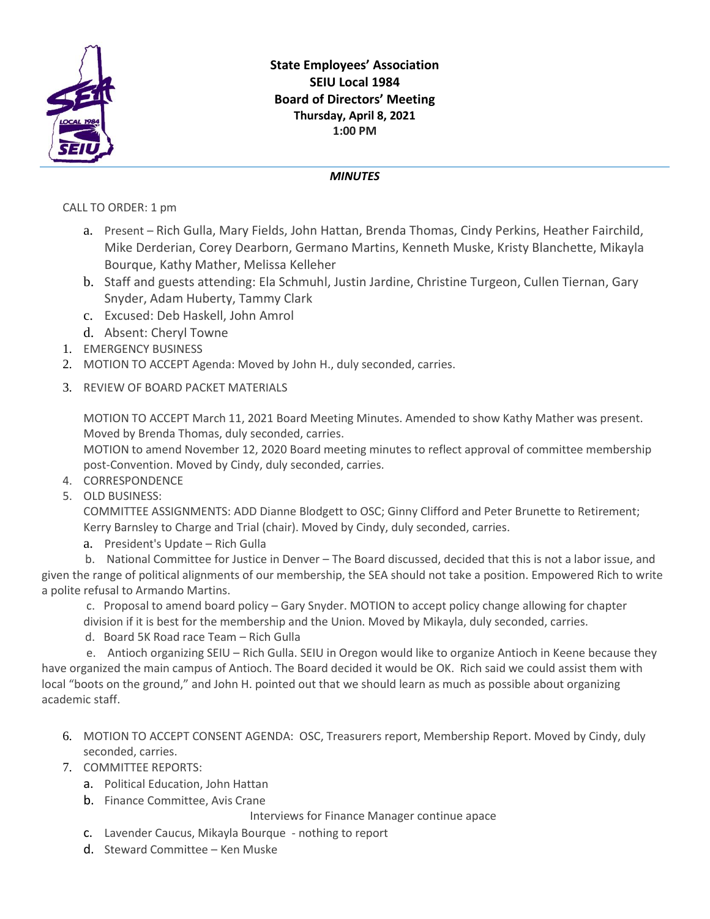**State Employees' Association**
**SEIU Local 1984**
**Board of Directors' Meeting**
**Thursday, April 8, 2021**
**1:00 PM**

***MINUTES***

CALL TO ORDER: 1 pm

a. Present – Rich Gulla, Mary Fields, John Hattan, Brenda Thomas, Cindy Perkins, Heather Fairchild, Mike Derderian, Corey Dearborn, Germano Martins, Kenneth Muske, Kristy Blanchette, Mikayla Bourque, Kathy Mather, Melissa Kelleher
b. Staff and guests attending: Ela Schmuhl, Justin Jardine, Christine Turgeon, Cullen Tiernan, Gary Snyder, Adam Huberty, Tammy Clark
c. Excused: Deb Haskell, John Amrol
d. Absent: Cheryl Towne

1. EMERGENCY BUSINESS
2. MOTION TO ACCEPT Agenda: Moved by John H., duly seconded, carries.
3. REVIEW OF BOARD PACKET MATERIALS

   MOTION TO ACCEPT March 11, 2021 Board Meeting Minutes. Amended to show Kathy Mather was present. Moved by Brenda Thomas, duly seconded, carries.
   MOTION to amend November 12, 2020 Board meeting minutes to reflect approval of committee membership post-Convention. Moved by Cindy, duly seconded, carries.
4. CORRESPONDENCE
5. OLD BUSINESS:
   COMMITTEE ASSIGNMENTS: ADD Dianne Blodgett to OSC; Ginny Clifford and Peter Brunette to Retirement; Kerry Barnsley to Charge and Trial (chair). Moved by Cindy, duly seconded, carries.
   a. President's Update – Rich Gulla
   b. National Committee for Justice in Denver – The Board discussed, decided that this is not a labor issue, and given the range of political alignments of our membership, the SEA should not take a position. Empowered Rich to write a polite refusal to Armando Martins.
   c. Proposal to amend board policy – Gary Snyder. MOTION to accept policy change allowing for chapter division if it is best for the membership and the Union. Moved by Mikayla, duly seconded, carries.
   d. Board 5K Road race Team – Rich Gulla
   e. Antioch organizing SEIU – Rich Gulla. SEIU in Oregon would like to organize Antioch in Keene because they have organized the main campus of Antioch. The Board decided it would be OK. Rich said we could assist them with local "boots on the ground," and John H. pointed out that we should learn as much as possible about organizing academic staff.
6. MOTION TO ACCEPT CONSENT AGENDA: OSC, Treasurers report, Membership Report. Moved by Cindy, duly seconded, carries.
7. COMMITTEE REPORTS:
   a. Political Education, John Hattan
   b. Finance Committee, Avis Crane

      Interviews for Finance Manager continue apace
   c. Lavender Caucus, Mikayla Bourque - nothing to report
   d. Steward Committee – Ken Muske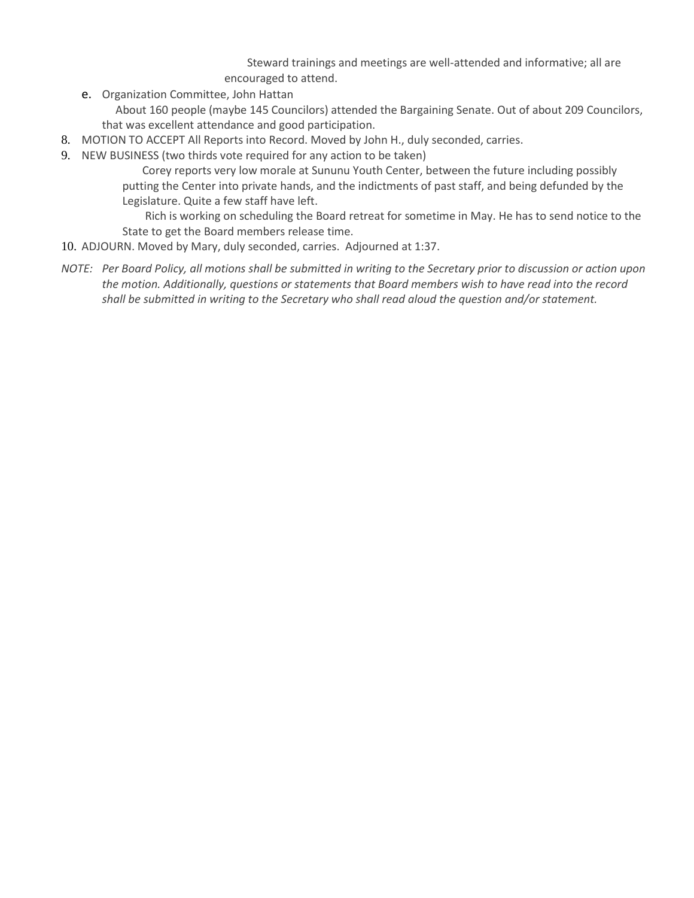Steward trainings and meetings are well-attended and informative; all are encouraged to attend.

e. Organization Committee, John Hattan

About 160 people (maybe 145 Councilors) attended the Bargaining Senate. Out of about 209 Councilors, that was excellent attendance and good participation.

8. MOTION TO ACCEPT All Reports into Record. Moved by John H., duly seconded, carries.
9. NEW BUSINESS (two thirds vote required for any action to be taken)

   Corey reports very low morale at Sununu Youth Center, between the future including possibly putting the Center into private hands, and the indictments of past staff, and being defunded by the Legislature. Quite a few staff have left.

   Rich is working on scheduling the Board retreat for sometime in May. He has to send notice to the State to get the Board members release time.

10. ADJOURN. Moved by Mary, duly seconded, carries. Adjourned at 1:37.

*NOTE: Per Board Policy, all motions shall be submitted in writing to the Secretary prior to discussion or action upon the motion. Additionally, questions or statements that Board members wish to have read into the record shall be submitted in writing to the Secretary who shall read aloud the question and/or statement.*